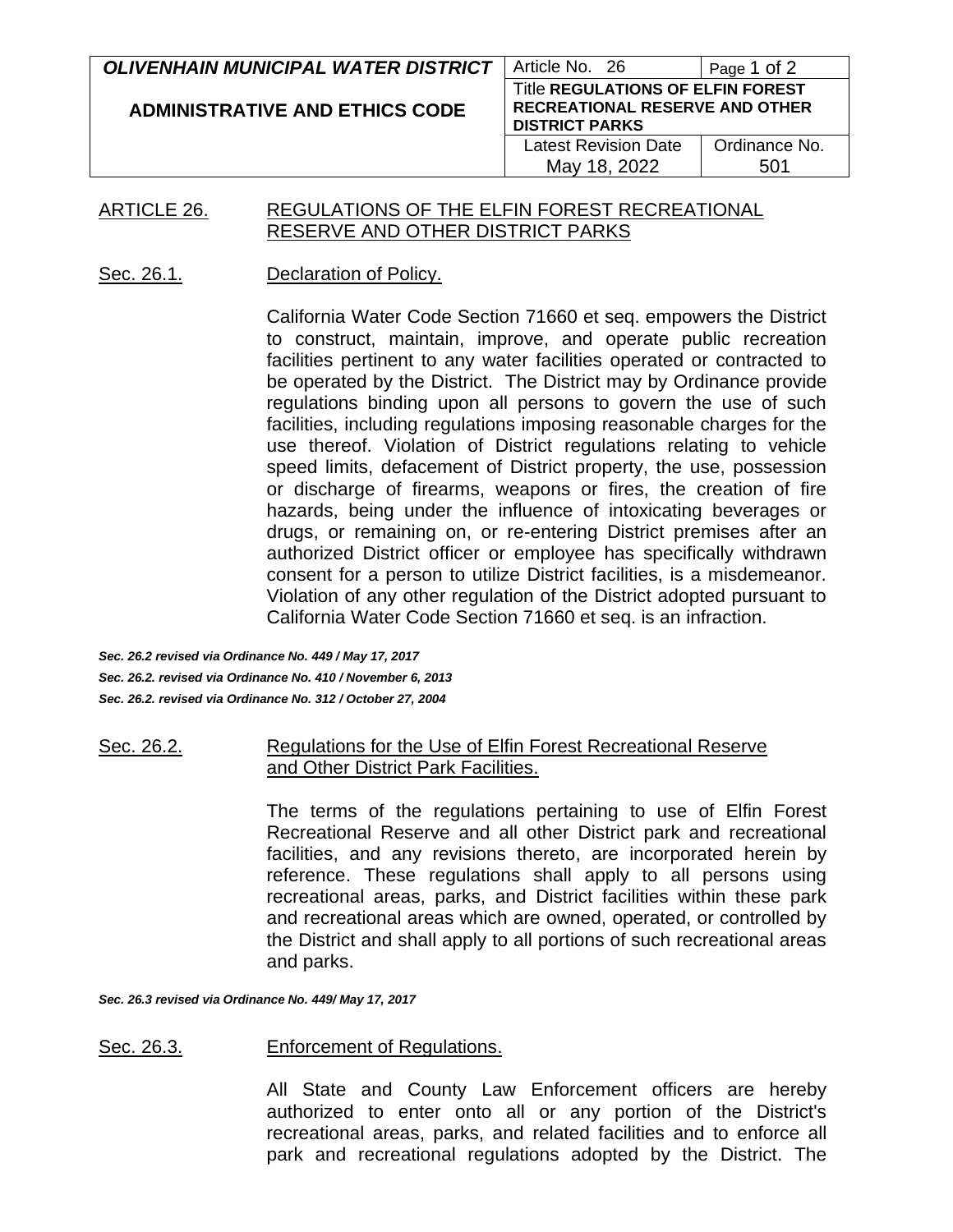| OLIVENHAIN MUNICIPAL WATER DISTRICT | Article No. 26 | Page 1 of 2 |
|---|---|---|
| ADMINISTRATIVE AND ETHICS CODE | Title **REGULATIONS OF ELFIN FOREST RECREATIONAL RESERVE AND OTHER DISTRICT PARKS** | |
| | Latest Revision Date May 18, 2022 | Ordinance No. 501 |

## ARTICLE 26. REGULATIONS OF THE ELFIN FOREST RECREATIONAL RESERVE AND OTHER DISTRICT PARKS

### Sec. 26.1. Declaration of Policy.

California Water Code Section 71660 et seq. empowers the District to construct, maintain, improve, and operate public recreation facilities pertinent to any water facilities operated or contracted to be operated by the District. The District may by Ordinance provide regulations binding upon all persons to govern the use of such facilities, including regulations imposing reasonable charges for the use thereof. Violation of District regulations relating to vehicle speed limits, defacement of District property, the use, possession or discharge of firearms, weapons or fires, the creation of fire hazards, being under the influence of intoxicating beverages or drugs, or remaining on, or re-entering District premises after an authorized District officer or employee has specifically withdrawn consent for a person to utilize District facilities, is a misdemeanor. Violation of any other regulation of the District adopted pursuant to California Water Code Section 71660 et seq. is an infraction.

***Sec. 26.2 revised via Ordinance No. 449 / May 17, 2017***
***Sec. 26.2. revised via Ordinance No. 410 / November 6, 2013***
***Sec. 26.2. revised via Ordinance No. 312 / October 27, 2004***

### Sec. 26.2. Regulations for the Use of Elfin Forest Recreational Reserve and Other District Park Facilities.

The terms of the regulations pertaining to use of Elfin Forest Recreational Reserve and all other District park and recreational facilities, and any revisions thereto, are incorporated herein by reference. These regulations shall apply to all persons using recreational areas, parks, and District facilities within these park and recreational areas which are owned, operated, or controlled by the District and shall apply to all portions of such recreational areas and parks.

***Sec. 26.3 revised via Ordinance No. 449/ May 17, 2017***

### Sec. 26.3. Enforcement of Regulations.

All State and County Law Enforcement officers are hereby authorized to enter onto all or any portion of the District's recreational areas, parks, and related facilities and to enforce all park and recreational regulations adopted by the District. The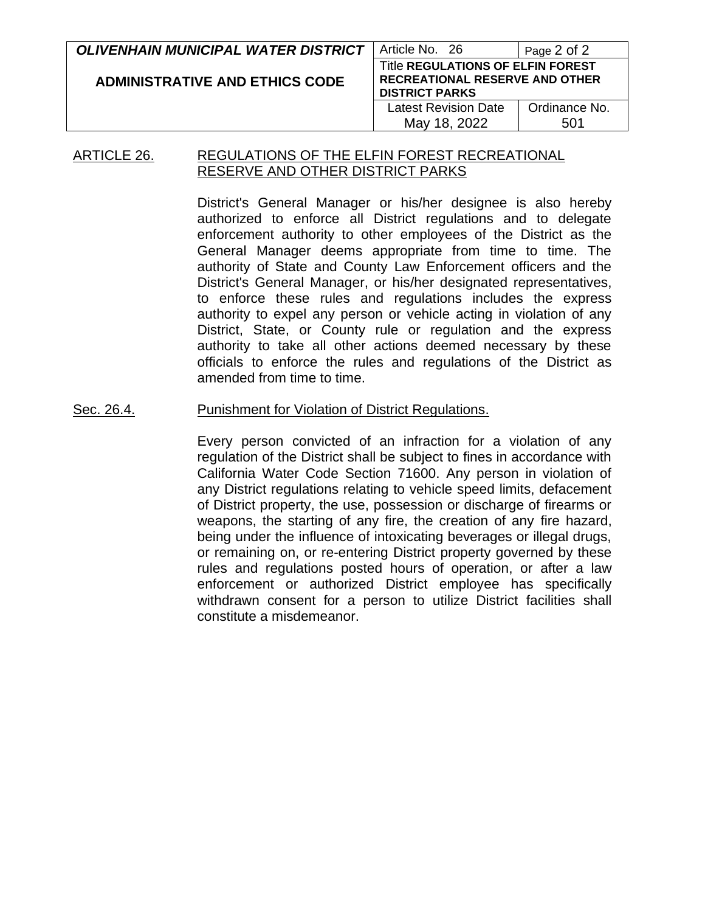## ARTICLE 26. REGULATIONS OF THE ELFIN FOREST RECREATIONAL RESERVE AND OTHER DISTRICT PARKS

District's General Manager or his/her designee is also hereby authorized to enforce all District regulations and to delegate enforcement authority to other employees of the District as the General Manager deems appropriate from time to time. The authority of State and County Law Enforcement officers and the District's General Manager, or his/her designated representatives, to enforce these rules and regulations includes the express authority to expel any person or vehicle acting in violation of any District, State, or County rule or regulation and the express authority to take all other actions deemed necessary by these officials to enforce the rules and regulations of the District as amended from time to time.

### Sec. 26.4. Punishment for Violation of District Regulations.

Every person convicted of an infraction for a violation of any regulation of the District shall be subject to fines in accordance with California Water Code Section 71600. Any person in violation of any District regulations relating to vehicle speed limits, defacement of District property, the use, possession or discharge of firearms or weapons, the starting of any fire, the creation of any fire hazard, being under the influence of intoxicating beverages or illegal drugs, or remaining on, or re-entering District property governed by these rules and regulations posted hours of operation, or after a law enforcement or authorized District employee has specifically withdrawn consent for a person to utilize District facilities shall constitute a misdemeanor.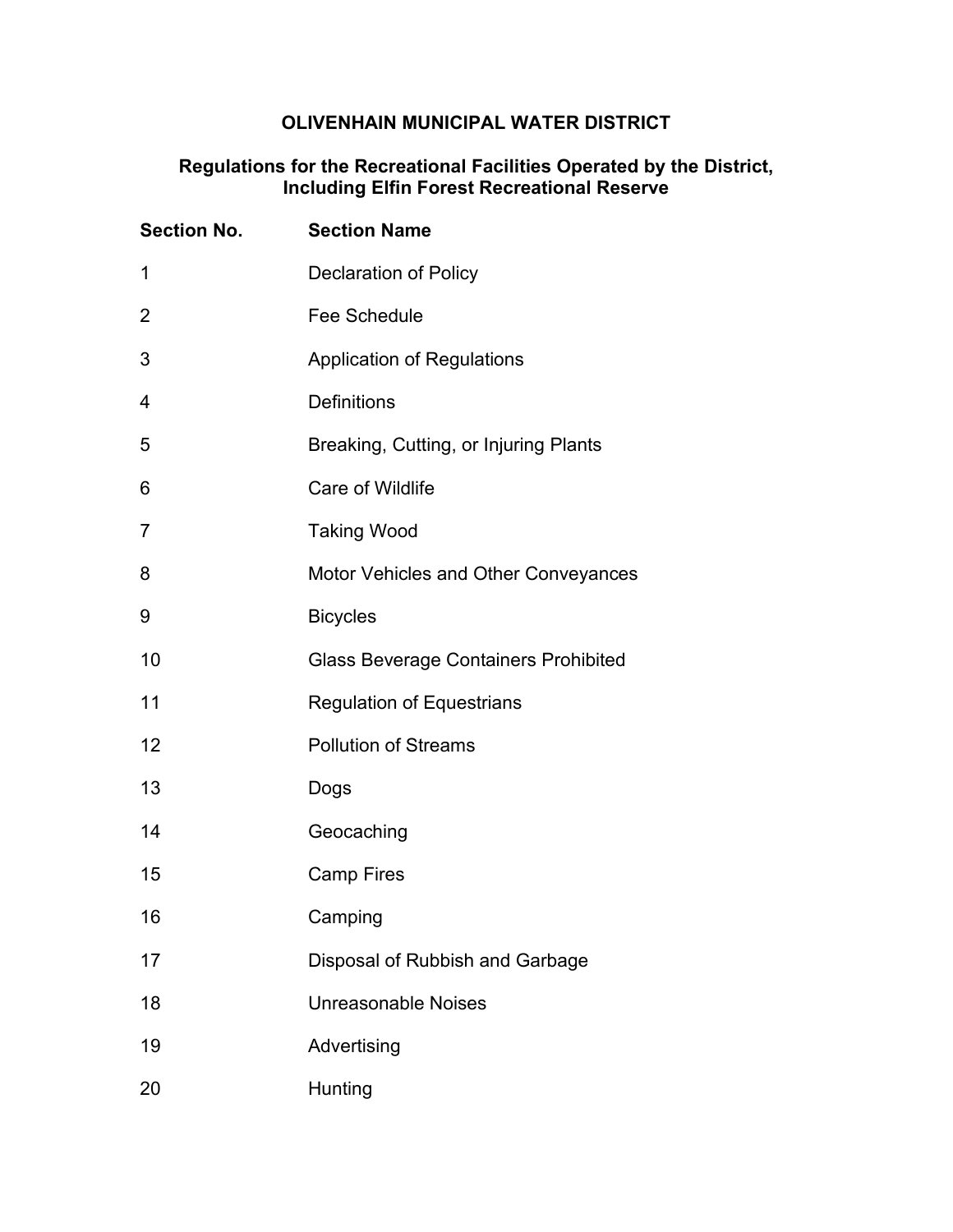**OLIVENHAIN MUNICIPAL WATER DISTRICT**

**Regulations for the Recreational Facilities Operated by the District, Including Elfin Forest Recreational Reserve**

| Section No. | Section Name |
|---|---|
| 1 | Declaration of Policy |
| 2 | Fee Schedule |
| 3 | Application of Regulations |
| 4 | Definitions |
| 5 | Breaking, Cutting, or Injuring Plants |
| 6 | Care of Wildlife |
| 7 | Taking Wood |
| 8 | Motor Vehicles and Other Conveyances |
| 9 | Bicycles |
| 10 | Glass Beverage Containers Prohibited |
| 11 | Regulation of Equestrians |
| 12 | Pollution of Streams |
| 13 | Dogs |
| 14 | Geocaching |
| 15 | Camp Fires |
| 16 | Camping |
| 17 | Disposal of Rubbish and Garbage |
| 18 | Unreasonable Noises |
| 19 | Advertising |
| 20 | Hunting |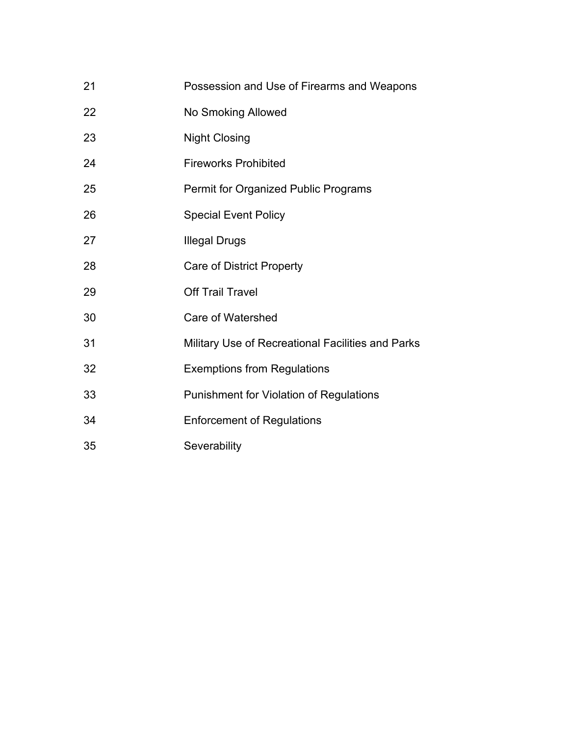| | |
|---|---|
| 21 | Possession and Use of Firearms and Weapons |
| 22 | No Smoking Allowed |
| 23 | Night Closing |
| 24 | Fireworks Prohibited |
| 25 | Permit for Organized Public Programs |
| 26 | Special Event Policy |
| 27 | Illegal Drugs |
| 28 | Care of District Property |
| 29 | Off Trail Travel |
| 30 | Care of Watershed |
| 31 | Military Use of Recreational Facilities and Parks |
| 32 | Exemptions from Regulations |
| 33 | Punishment for Violation of Regulations |
| 34 | Enforcement of Regulations |
| 35 | Severability |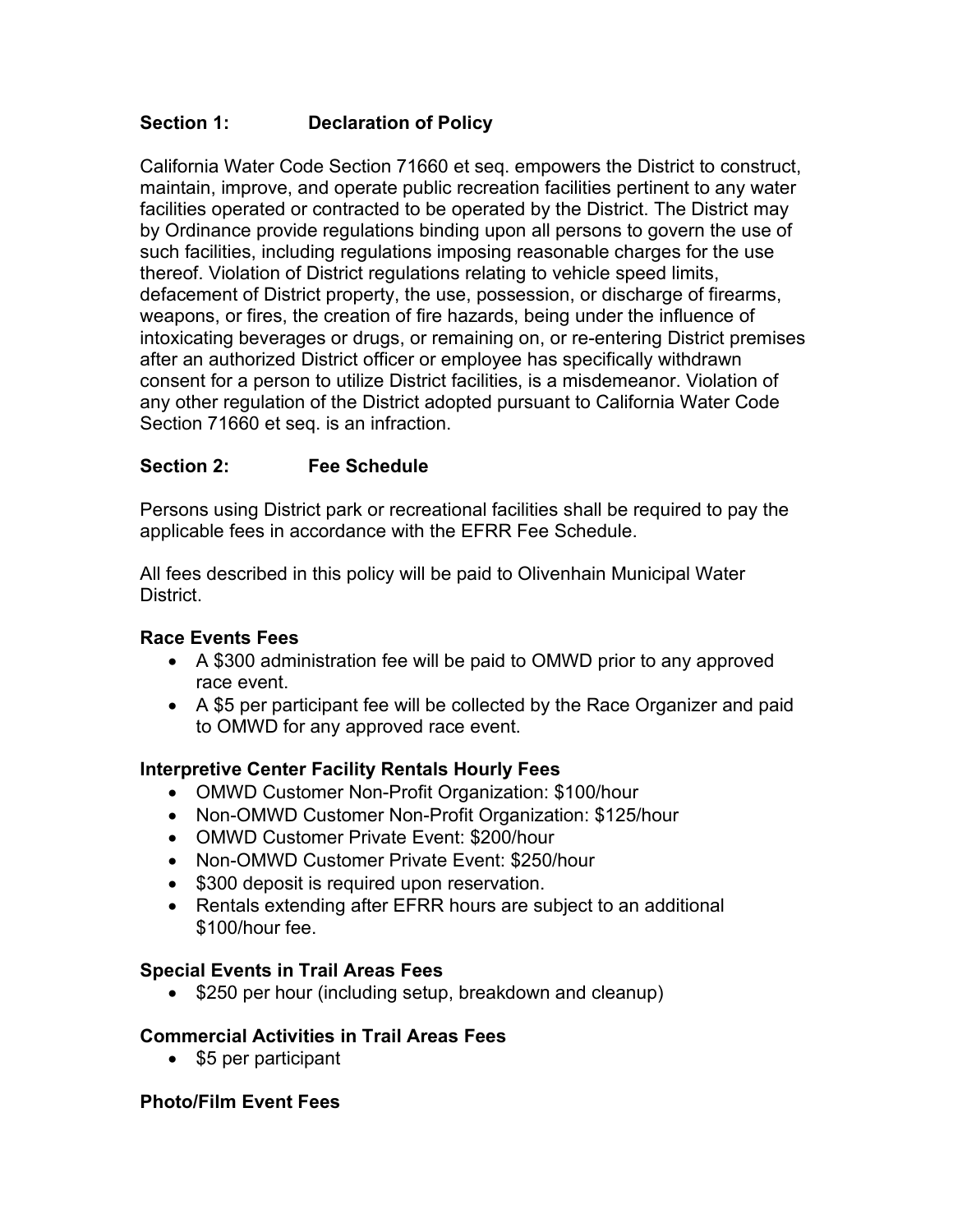## Section 1: Declaration of Policy

California Water Code Section 71660 et seq. empowers the District to construct, maintain, improve, and operate public recreation facilities pertinent to any water facilities operated or contracted to be operated by the District. The District may by Ordinance provide regulations binding upon all persons to govern the use of such facilities, including regulations imposing reasonable charges for the use thereof. Violation of District regulations relating to vehicle speed limits, defacement of District property, the use, possession, or discharge of firearms, weapons, or fires, the creation of fire hazards, being under the influence of intoxicating beverages or drugs, or remaining on, or re-entering District premises after an authorized District officer or employee has specifically withdrawn consent for a person to utilize District facilities, is a misdemeanor. Violation of any other regulation of the District adopted pursuant to California Water Code Section 71660 et seq. is an infraction.

## Section 2: Fee Schedule

Persons using District park or recreational facilities shall be required to pay the applicable fees in accordance with the EFRR Fee Schedule.

All fees described in this policy will be paid to Olivenhain Municipal Water District.

### Race Events Fees

- A $300 administration fee will be paid to OMWD prior to any approved race event.
- A $5 per participant fee will be collected by the Race Organizer and paid to OMWD for any approved race event.

### Interpretive Center Facility Rentals Hourly Fees

- OMWD Customer Non-Profit Organization: $100/hour
- Non-OMWD Customer Non-Profit Organization: $125/hour
- OMWD Customer Private Event: $200/hour
- Non-OMWD Customer Private Event: $250/hour
- $300 deposit is required upon reservation.
- Rentals extending after EFRR hours are subject to an additional $100/hour fee.

### Special Events in Trail Areas Fees

- $250 per hour (including setup, breakdown and cleanup)

### Commercial Activities in Trail Areas Fees

- $5 per participant

### Photo/Film Event Fees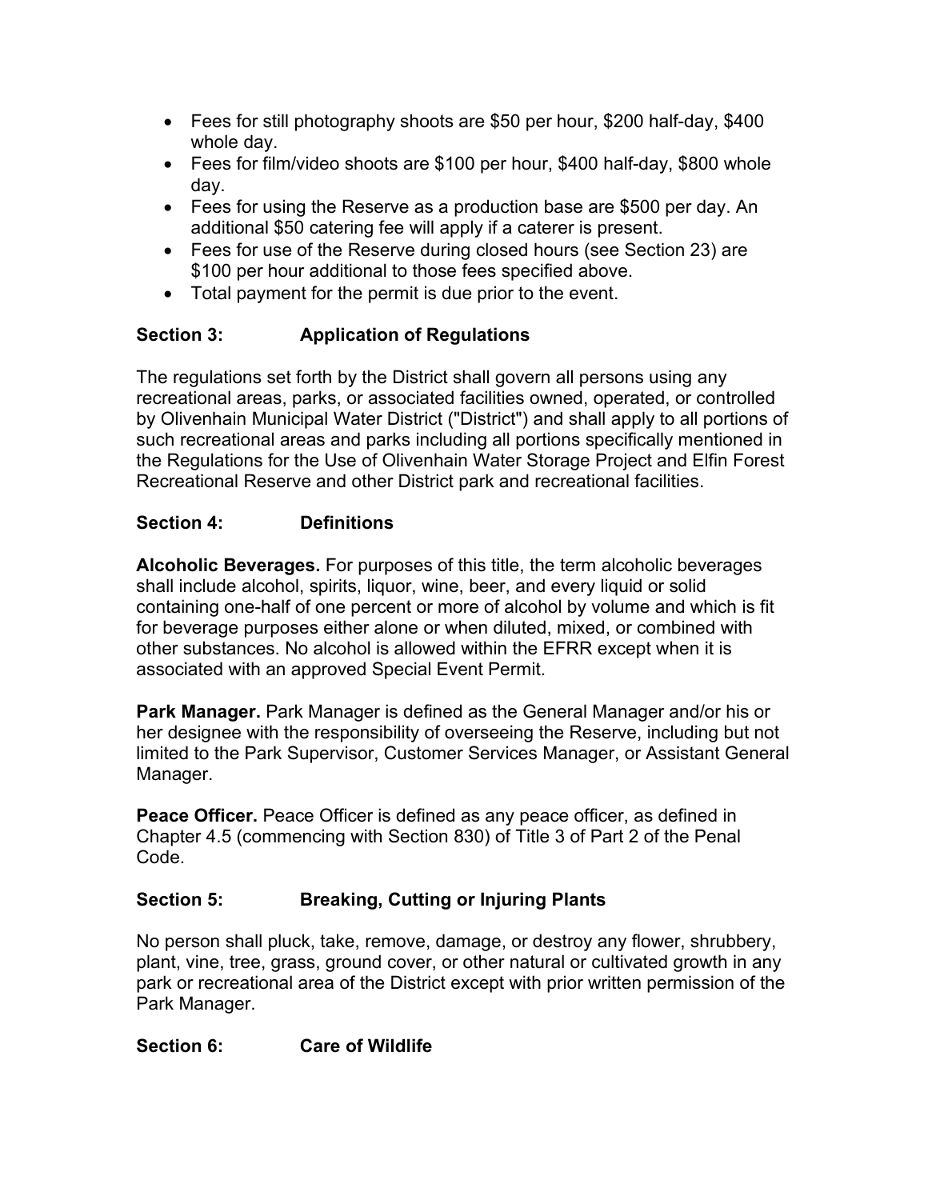- Fees for still photography shoots are $50 per hour, $200 half-day, $400 whole day.
- Fees for film/video shoots are $100 per hour, $400 half-day, $800 whole day.
- Fees for using the Reserve as a production base are $500 per day. An additional $50 catering fee will apply if a caterer is present.
- Fees for use of the Reserve during closed hours (see Section 23) are $100 per hour additional to those fees specified above.
- Total payment for the permit is due prior to the event.

## Section 3: Application of Regulations

The regulations set forth by the District shall govern all persons using any recreational areas, parks, or associated facilities owned, operated, or controlled by Olivenhain Municipal Water District ("District") and shall apply to all portions of such recreational areas and parks including all portions specifically mentioned in the Regulations for the Use of Olivenhain Water Storage Project and Elfin Forest Recreational Reserve and other District park and recreational facilities.

## Section 4: Definitions

**Alcoholic Beverages.** For purposes of this title, the term alcoholic beverages shall include alcohol, spirits, liquor, wine, beer, and every liquid or solid containing one-half of one percent or more of alcohol by volume and which is fit for beverage purposes either alone or when diluted, mixed, or combined with other substances. No alcohol is allowed within the EFRR except when it is associated with an approved Special Event Permit.

**Park Manager.** Park Manager is defined as the General Manager and/or his or her designee with the responsibility of overseeing the Reserve, including but not limited to the Park Supervisor, Customer Services Manager, or Assistant General Manager.

**Peace Officer.** Peace Officer is defined as any peace officer, as defined in Chapter 4.5 (commencing with Section 830) of Title 3 of Part 2 of the Penal Code.

## Section 5: Breaking, Cutting or Injuring Plants

No person shall pluck, take, remove, damage, or destroy any flower, shrubbery, plant, vine, tree, grass, ground cover, or other natural or cultivated growth in any park or recreational area of the District except with prior written permission of the Park Manager.

## Section 6: Care of Wildlife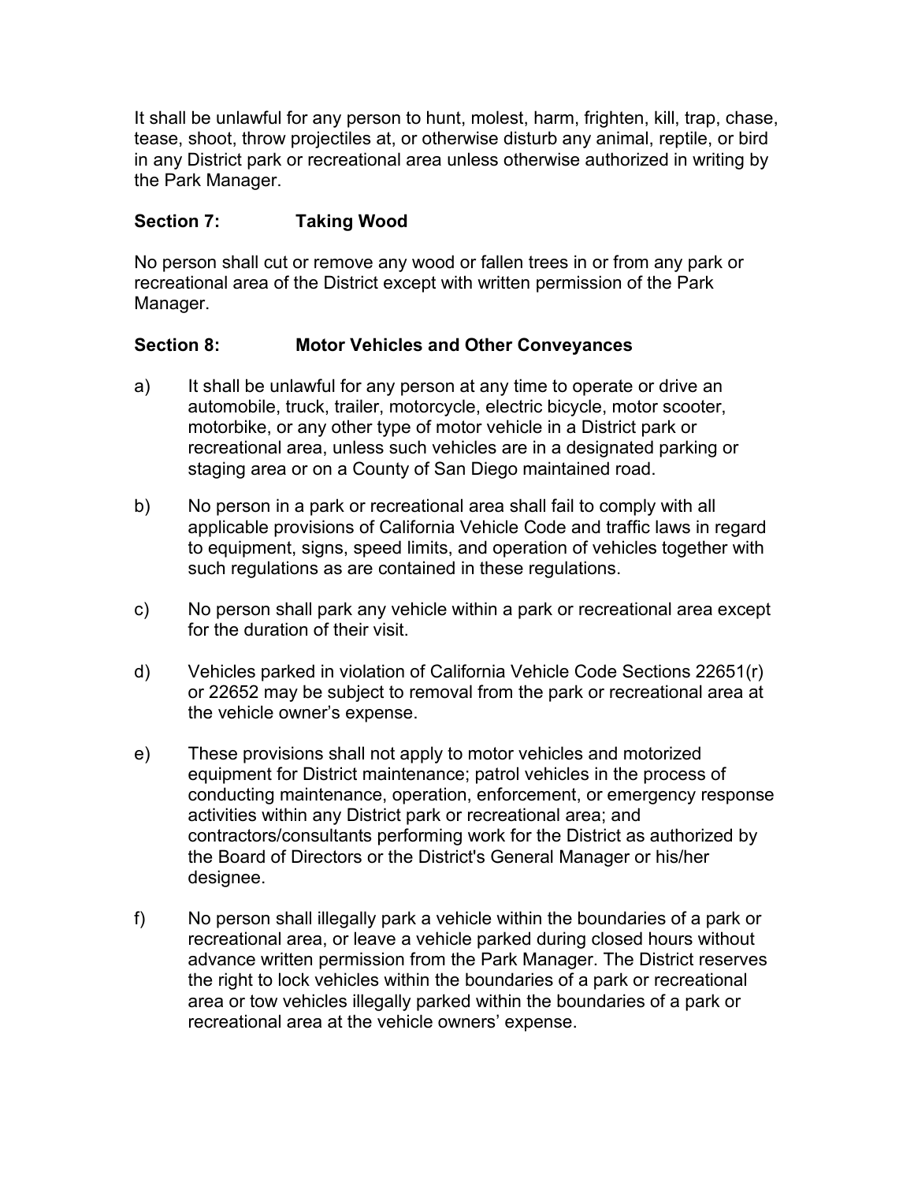It shall be unlawful for any person to hunt, molest, harm, frighten, kill, trap, chase, tease, shoot, throw projectiles at, or otherwise disturb any animal, reptile, or bird in any District park or recreational area unless otherwise authorized in writing by the Park Manager.

**Section 7: Taking Wood**

No person shall cut or remove any wood or fallen trees in or from any park or recreational area of the District except with written permission of the Park Manager.

**Section 8: Motor Vehicles and Other Conveyances**

a) It shall be unlawful for any person at any time to operate or drive an automobile, truck, trailer, motorcycle, electric bicycle, motor scooter, motorbike, or any other type of motor vehicle in a District park or recreational area, unless such vehicles are in a designated parking or staging area or on a County of San Diego maintained road.

b) No person in a park or recreational area shall fail to comply with all applicable provisions of California Vehicle Code and traffic laws in regard to equipment, signs, speed limits, and operation of vehicles together with such regulations as are contained in these regulations.

c) No person shall park any vehicle within a park or recreational area except for the duration of their visit.

d) Vehicles parked in violation of California Vehicle Code Sections 22651(r) or 22652 may be subject to removal from the park or recreational area at the vehicle owner's expense.

e) These provisions shall not apply to motor vehicles and motorized equipment for District maintenance; patrol vehicles in the process of conducting maintenance, operation, enforcement, or emergency response activities within any District park or recreational area; and contractors/consultants performing work for the District as authorized by the Board of Directors or the District's General Manager or his/her designee.

f) No person shall illegally park a vehicle within the boundaries of a park or recreational area, or leave a vehicle parked during closed hours without advance written permission from the Park Manager. The District reserves the right to lock vehicles within the boundaries of a park or recreational area or tow vehicles illegally parked within the boundaries of a park or recreational area at the vehicle owners' expense.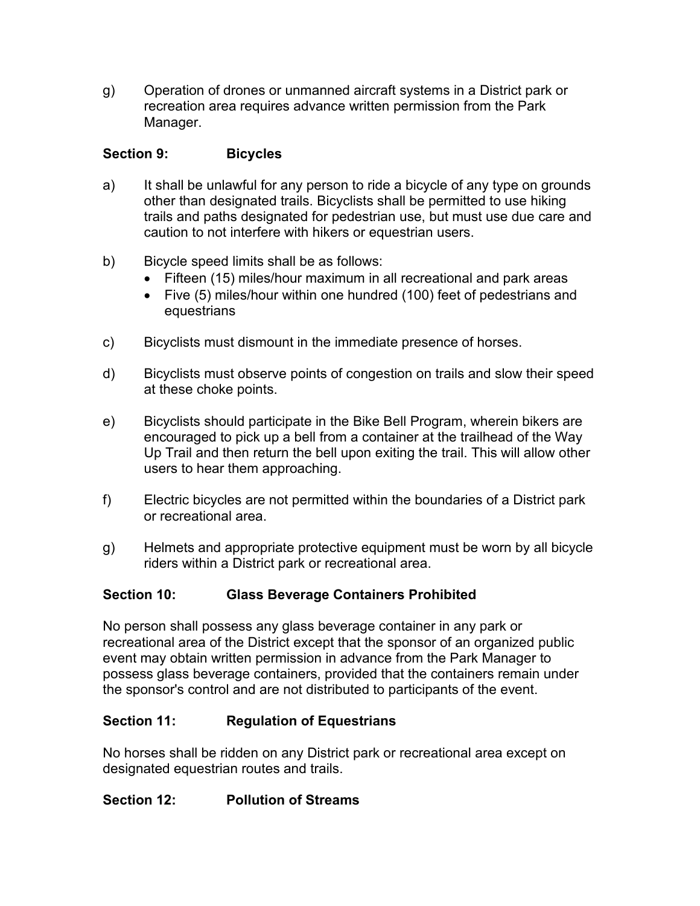g) Operation of drones or unmanned aircraft systems in a District park or recreation area requires advance written permission from the Park Manager.

### Section 9: Bicycles

a) It shall be unlawful for any person to ride a bicycle of any type on grounds other than designated trails. Bicyclists shall be permitted to use hiking trails and paths designated for pedestrian use, but must use due care and caution to not interfere with hikers or equestrian users.

b) Bicycle speed limits shall be as follows:
- Fifteen (15) miles/hour maximum in all recreational and park areas
- Five (5) miles/hour within one hundred (100) feet of pedestrians and equestrians

c) Bicyclists must dismount in the immediate presence of horses.

d) Bicyclists must observe points of congestion on trails and slow their speed at these choke points.

e) Bicyclists should participate in the Bike Bell Program, wherein bikers are encouraged to pick up a bell from a container at the trailhead of the Way Up Trail and then return the bell upon exiting the trail. This will allow other users to hear them approaching.

f) Electric bicycles are not permitted within the boundaries of a District park or recreational area.

g) Helmets and appropriate protective equipment must be worn by all bicycle riders within a District park or recreational area.

### Section 10: Glass Beverage Containers Prohibited

No person shall possess any glass beverage container in any park or recreational area of the District except that the sponsor of an organized public event may obtain written permission in advance from the Park Manager to possess glass beverage containers, provided that the containers remain under the sponsor's control and are not distributed to participants of the event.

### Section 11: Regulation of Equestrians

No horses shall be ridden on any District park or recreational area except on designated equestrian routes and trails.

### Section 12: Pollution of Streams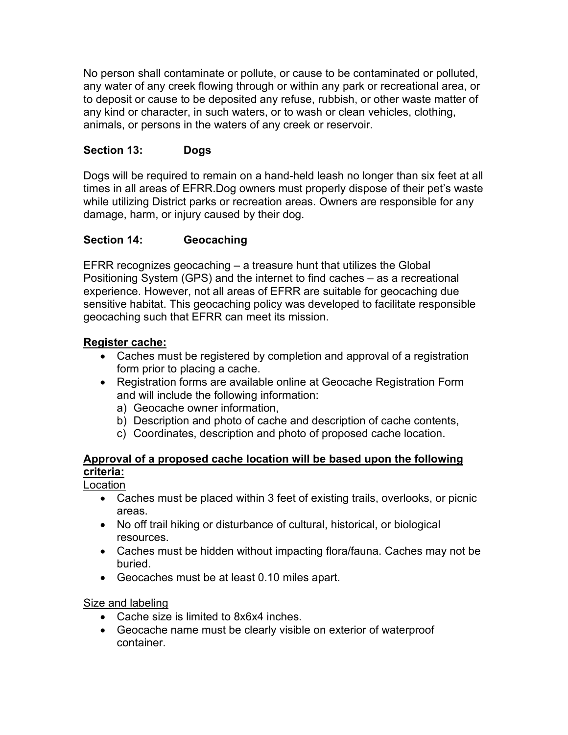No person shall contaminate or pollute, or cause to be contaminated or polluted, any water of any creek flowing through or within any park or recreational area, or to deposit or cause to be deposited any refuse, rubbish, or other waste matter of any kind or character, in such waters, or to wash or clean vehicles, clothing, animals, or persons in the waters of any creek or reservoir.

### Section 13: Dogs

Dogs will be required to remain on a hand-held leash no longer than six feet at all times in all areas of EFRR.Dog owners must properly dispose of their pet's waste while utilizing District parks or recreation areas. Owners are responsible for any damage, harm, or injury caused by their dog.

### Section 14: Geocaching

EFRR recognizes geocaching – a treasure hunt that utilizes the Global Positioning System (GPS) and the internet to find caches – as a recreational experience. However, not all areas of EFRR are suitable for geocaching due sensitive habitat. This geocaching policy was developed to facilitate responsible geocaching such that EFRR can meet its mission.

**Register cache:**

- Caches must be registered by completion and approval of a registration form prior to placing a cache.
- Registration forms are available online at Geocache Registration Form and will include the following information:
  a) Geocache owner information,
  b) Description and photo of cache and description of cache contents,
  c) Coordinates, description and photo of proposed cache location.

**Approval of a proposed cache location will be based upon the following criteria:**

Location

- Caches must be placed within 3 feet of existing trails, overlooks, or picnic areas.
- No off trail hiking or disturbance of cultural, historical, or biological resources.
- Caches must be hidden without impacting flora/fauna. Caches may not be buried.
- Geocaches must be at least 0.10 miles apart.

Size and labeling

- Cache size is limited to 8x6x4 inches.
- Geocache name must be clearly visible on exterior of waterproof container.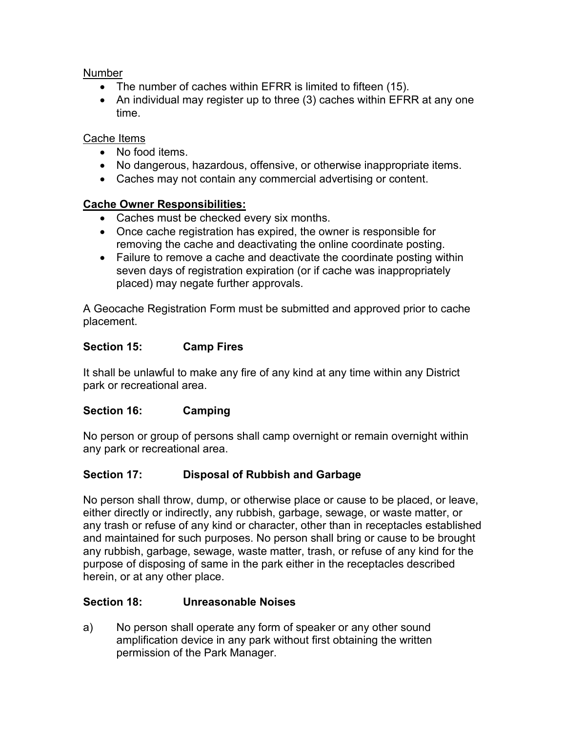Number

- The number of caches within EFRR is limited to fifteen (15).
- An individual may register up to three (3) caches within EFRR at any one time.

Cache Items

- No food items.
- No dangerous, hazardous, offensive, or otherwise inappropriate items.
- Caches may not contain any commercial advertising or content.

**Cache Owner Responsibilities:**

- Caches must be checked every six months.
- Once cache registration has expired, the owner is responsible for removing the cache and deactivating the online coordinate posting.
- Failure to remove a cache and deactivate the coordinate posting within seven days of registration expiration (or if cache was inappropriately placed) may negate further approvals.

A Geocache Registration Form must be submitted and approved prior to cache placement.

### Section 15: Camp Fires

It shall be unlawful to make any fire of any kind at any time within any District park or recreational area.

### Section 16: Camping

No person or group of persons shall camp overnight or remain overnight within any park or recreational area.

### Section 17: Disposal of Rubbish and Garbage

No person shall throw, dump, or otherwise place or cause to be placed, or leave, either directly or indirectly, any rubbish, garbage, sewage, or waste matter, or any trash or refuse of any kind or character, other than in receptacles established and maintained for such purposes. No person shall bring or cause to be brought any rubbish, garbage, sewage, waste matter, trash, or refuse of any kind for the purpose of disposing of same in the park either in the receptacles described herein, or at any other place.

### Section 18: Unreasonable Noises

a) No person shall operate any form of speaker or any other sound amplification device in any park without first obtaining the written permission of the Park Manager.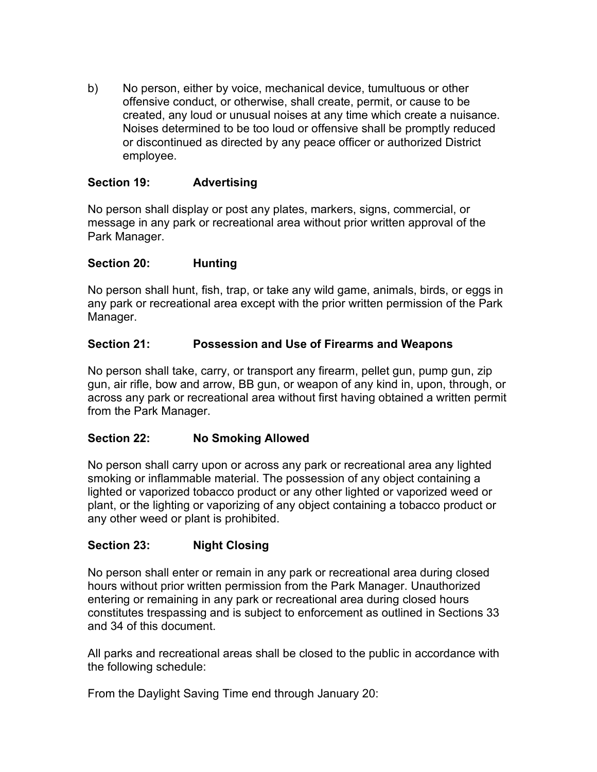b) No person, either by voice, mechanical device, tumultuous or other offensive conduct, or otherwise, shall create, permit, or cause to be created, any loud or unusual noises at any time which create a nuisance. Noises determined to be too loud or offensive shall be promptly reduced or discontinued as directed by any peace officer or authorized District employee.

**Section 19: Advertising**

No person shall display or post any plates, markers, signs, commercial, or message in any park or recreational area without prior written approval of the Park Manager.

**Section 20: Hunting**

No person shall hunt, fish, trap, or take any wild game, animals, birds, or eggs in any park or recreational area except with the prior written permission of the Park Manager.

**Section 21: Possession and Use of Firearms and Weapons**

No person shall take, carry, or transport any firearm, pellet gun, pump gun, zip gun, air rifle, bow and arrow, BB gun, or weapon of any kind in, upon, through, or across any park or recreational area without first having obtained a written permit from the Park Manager.

**Section 22: No Smoking Allowed**

No person shall carry upon or across any park or recreational area any lighted smoking or inflammable material. The possession of any object containing a lighted or vaporized tobacco product or any other lighted or vaporized weed or plant, or the lighting or vaporizing of any object containing a tobacco product or any other weed or plant is prohibited.

**Section 23: Night Closing**

No person shall enter or remain in any park or recreational area during closed hours without prior written permission from the Park Manager. Unauthorized entering or remaining in any park or recreational area during closed hours constitutes trespassing and is subject to enforcement as outlined in Sections 33 and 34 of this document.

All parks and recreational areas shall be closed to the public in accordance with the following schedule:

From the Daylight Saving Time end through January 20: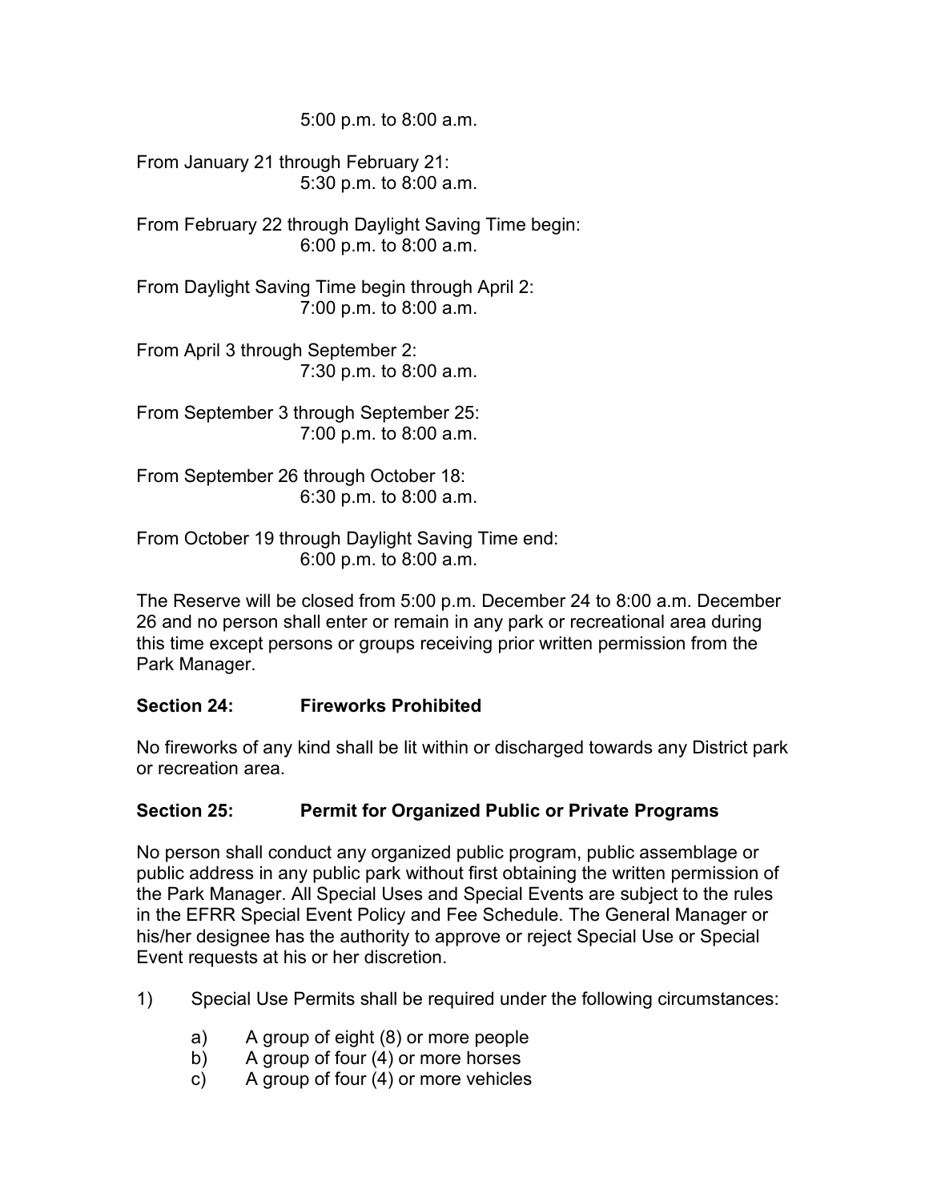5:00 p.m. to 8:00 a.m.

From January 21 through February 21:
5:30 p.m. to 8:00 a.m.

From February 22 through Daylight Saving Time begin:
6:00 p.m. to 8:00 a.m.

From Daylight Saving Time begin through April 2:
7:00 p.m. to 8:00 a.m.

From April 3 through September 2:
7:30 p.m. to 8:00 a.m.

From September 3 through September 25:
7:00 p.m. to 8:00 a.m.

From September 26 through October 18:
6:30 p.m. to 8:00 a.m.

From October 19 through Daylight Saving Time end:
6:00 p.m. to 8:00 a.m.

The Reserve will be closed from 5:00 p.m. December 24 to 8:00 a.m. December 26 and no person shall enter or remain in any park or recreational area during this time except persons or groups receiving prior written permission from the Park Manager.

**Section 24: Fireworks Prohibited**

No fireworks of any kind shall be lit within or discharged towards any District park or recreation area.

**Section 25: Permit for Organized Public or Private Programs**

No person shall conduct any organized public program, public assemblage or public address in any public park without first obtaining the written permission of the Park Manager. All Special Uses and Special Events are subject to the rules in the EFRR Special Event Policy and Fee Schedule. The General Manager or his/her designee has the authority to approve or reject Special Use or Special Event requests at his or her discretion.

1) Special Use Permits shall be required under the following circumstances:

   a) A group of eight (8) or more people
   b) A group of four (4) or more horses
   c) A group of four (4) or more vehicles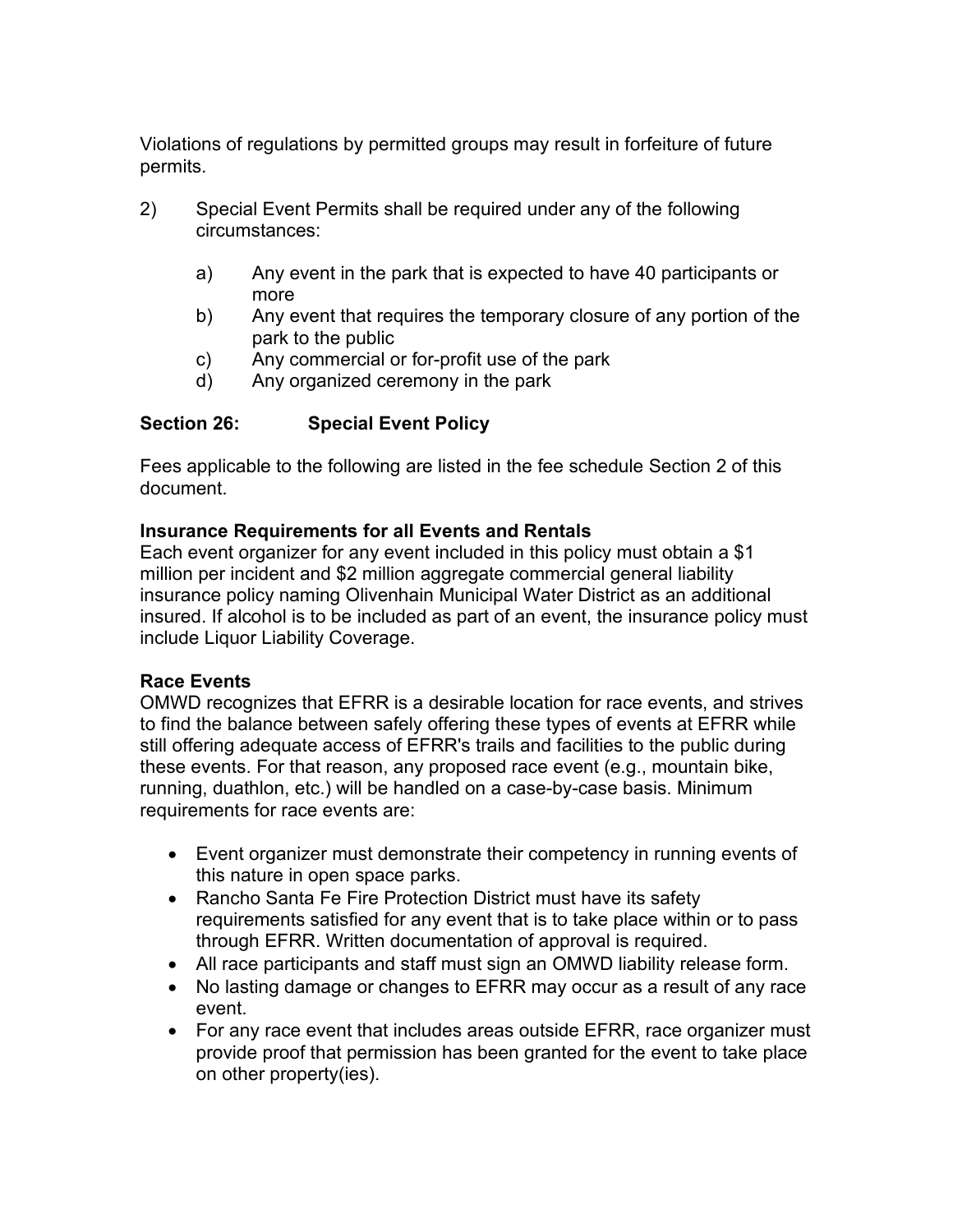Violations of regulations by permitted groups may result in forfeiture of future permits.

2) Special Event Permits shall be required under any of the following circumstances:

   a) Any event in the park that is expected to have 40 participants or more
   b) Any event that requires the temporary closure of any portion of the park to the public
   c) Any commercial or for-profit use of the park
   d) Any organized ceremony in the park

## Section 26: Special Event Policy

Fees applicable to the following are listed in the fee schedule Section 2 of this document.

**Insurance Requirements for all Events and Rentals**
Each event organizer for any event included in this policy must obtain a $1 million per incident and $2 million aggregate commercial general liability insurance policy naming Olivenhain Municipal Water District as an additional insured. If alcohol is to be included as part of an event, the insurance policy must include Liquor Liability Coverage.

**Race Events**
OMWD recognizes that EFRR is a desirable location for race events, and strives to find the balance between safely offering these types of events at EFRR while still offering adequate access of EFRR's trails and facilities to the public during these events. For that reason, any proposed race event (e.g., mountain bike, running, duathlon, etc.) will be handled on a case-by-case basis. Minimum requirements for race events are:

- Event organizer must demonstrate their competency in running events of this nature in open space parks.
- Rancho Santa Fe Fire Protection District must have its safety requirements satisfied for any event that is to take place within or to pass through EFRR. Written documentation of approval is required.
- All race participants and staff must sign an OMWD liability release form.
- No lasting damage or changes to EFRR may occur as a result of any race event.
- For any race event that includes areas outside EFRR, race organizer must provide proof that permission has been granted for the event to take place on other property(ies).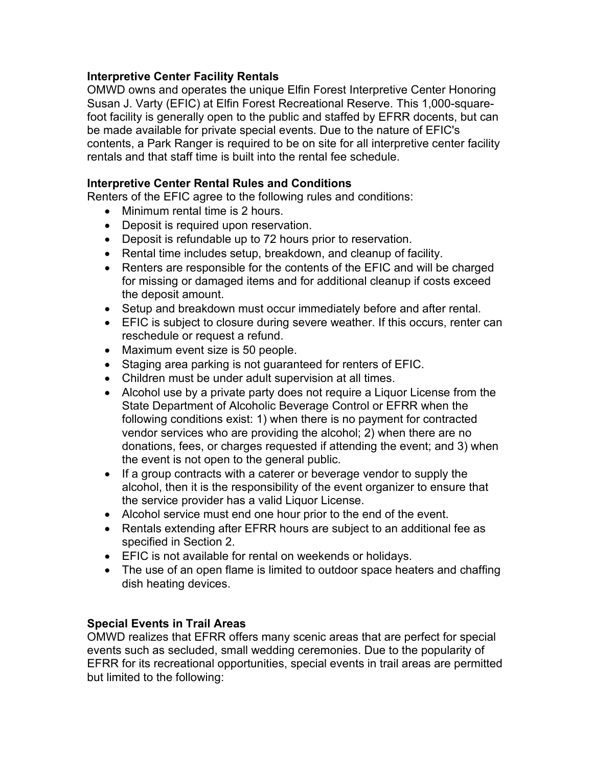**Interpretive Center Facility Rentals**

OMWD owns and operates the unique Elfin Forest Interpretive Center Honoring Susan J. Varty (EFIC) at Elfin Forest Recreational Reserve. This 1,000-square-foot facility is generally open to the public and staffed by EFRR docents, but can be made available for private special events. Due to the nature of EFIC's contents, a Park Ranger is required to be on site for all interpretive center facility rentals and that staff time is built into the rental fee schedule.

**Interpretive Center Rental Rules and Conditions**

Renters of the EFIC agree to the following rules and conditions:

- Minimum rental time is 2 hours.
- Deposit is required upon reservation.
- Deposit is refundable up to 72 hours prior to reservation.
- Rental time includes setup, breakdown, and cleanup of facility.
- Renters are responsible for the contents of the EFIC and will be charged for missing or damaged items and for additional cleanup if costs exceed the deposit amount.
- Setup and breakdown must occur immediately before and after rental.
- EFIC is subject to closure during severe weather. If this occurs, renter can reschedule or request a refund.
- Maximum event size is 50 people.
- Staging area parking is not guaranteed for renters of EFIC.
- Children must be under adult supervision at all times.
- Alcohol use by a private party does not require a Liquor License from the State Department of Alcoholic Beverage Control or EFRR when the following conditions exist: 1) when there is no payment for contracted vendor services who are providing the alcohol; 2) when there are no donations, fees, or charges requested if attending the event; and 3) when the event is not open to the general public.
- If a group contracts with a caterer or beverage vendor to supply the alcohol, then it is the responsibility of the event organizer to ensure that the service provider has a valid Liquor License.
- Alcohol service must end one hour prior to the end of the event.
- Rentals extending after EFRR hours are subject to an additional fee as specified in Section 2.
- EFIC is not available for rental on weekends or holidays.
- The use of an open flame is limited to outdoor space heaters and chaffing dish heating devices.

**Special Events in Trail Areas**

OMWD realizes that EFRR offers many scenic areas that are perfect for special events such as secluded, small wedding ceremonies. Due to the popularity of EFRR for its recreational opportunities, special events in trail areas are permitted but limited to the following: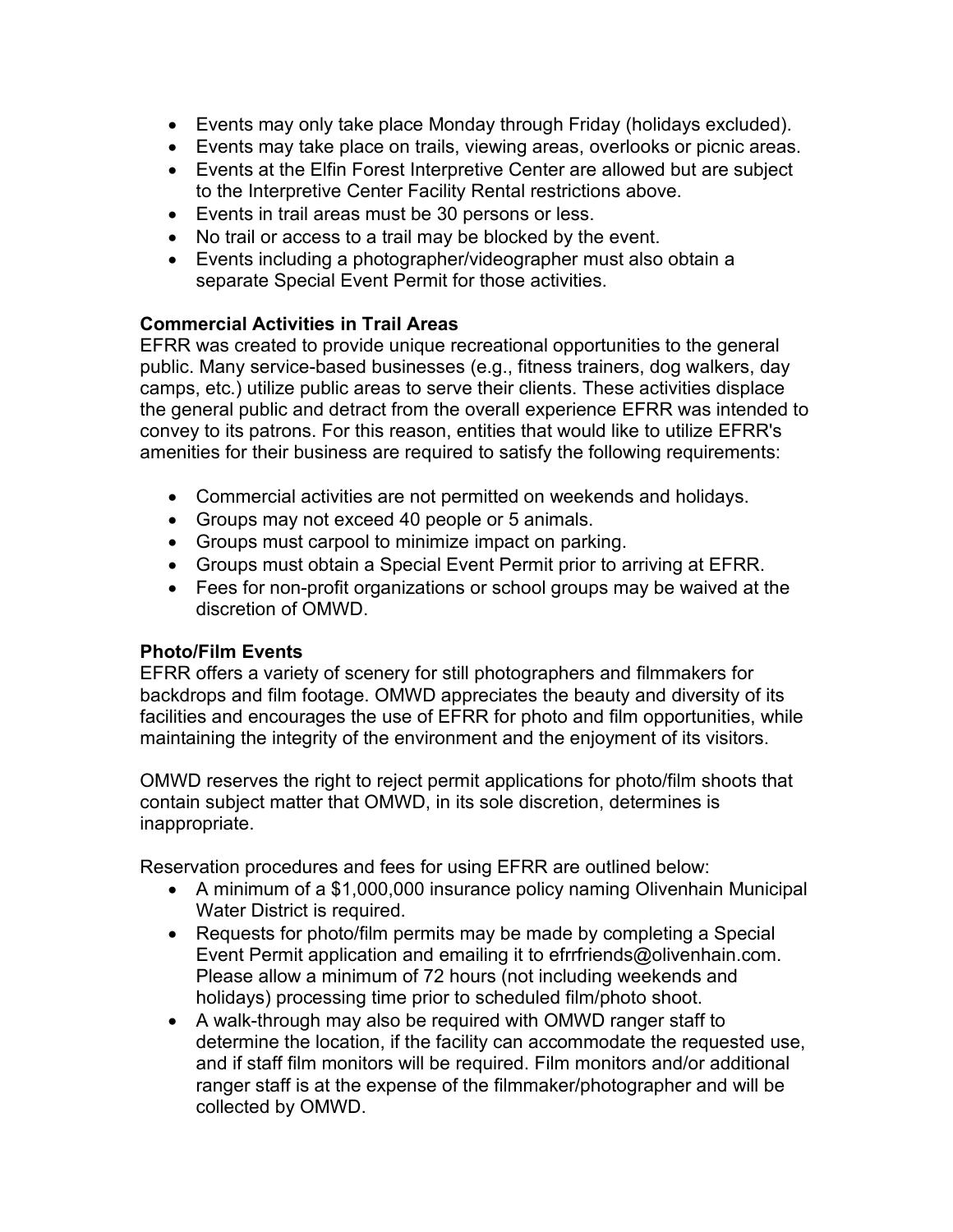- Events may only take place Monday through Friday (holidays excluded).
- Events may take place on trails, viewing areas, overlooks or picnic areas.
- Events at the Elfin Forest Interpretive Center are allowed but are subject to the Interpretive Center Facility Rental restrictions above.
- Events in trail areas must be 30 persons or less.
- No trail or access to a trail may be blocked by the event.
- Events including a photographer/videographer must also obtain a separate Special Event Permit for those activities.

**Commercial Activities in Trail Areas**

EFRR was created to provide unique recreational opportunities to the general public. Many service-based businesses (e.g., fitness trainers, dog walkers, day camps, etc.) utilize public areas to serve their clients. These activities displace the general public and detract from the overall experience EFRR was intended to convey to its patrons. For this reason, entities that would like to utilize EFRR's amenities for their business are required to satisfy the following requirements:

- Commercial activities are not permitted on weekends and holidays.
- Groups may not exceed 40 people or 5 animals.
- Groups must carpool to minimize impact on parking.
- Groups must obtain a Special Event Permit prior to arriving at EFRR.
- Fees for non-profit organizations or school groups may be waived at the discretion of OMWD.

**Photo/Film Events**

EFRR offers a variety of scenery for still photographers and filmmakers for backdrops and film footage. OMWD appreciates the beauty and diversity of its facilities and encourages the use of EFRR for photo and film opportunities, while maintaining the integrity of the environment and the enjoyment of its visitors.

OMWD reserves the right to reject permit applications for photo/film shoots that contain subject matter that OMWD, in its sole discretion, determines is inappropriate.

Reservation procedures and fees for using EFRR are outlined below:

- A minimum of a $1,000,000 insurance policy naming Olivenhain Municipal Water District is required.
- Requests for photo/film permits may be made by completing a Special Event Permit application and emailing it to efrrfriends@olivenhain.com. Please allow a minimum of 72 hours (not including weekends and holidays) processing time prior to scheduled film/photo shoot.
- A walk-through may also be required with OMWD ranger staff to determine the location, if the facility can accommodate the requested use, and if staff film monitors will be required. Film monitors and/or additional ranger staff is at the expense of the filmmaker/photographer and will be collected by OMWD.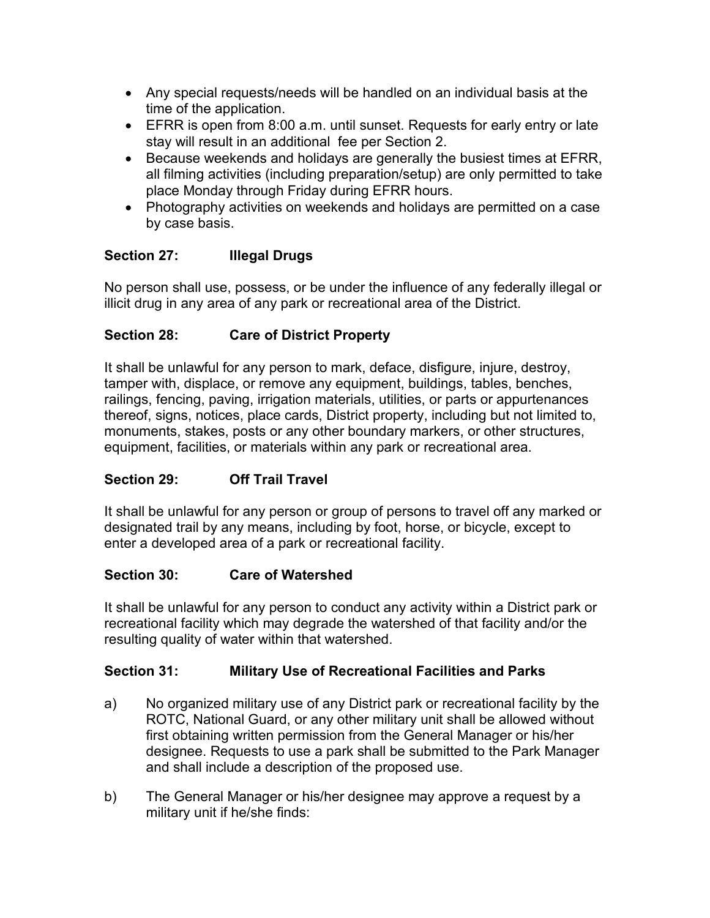- Any special requests/needs will be handled on an individual basis at the time of the application.
- EFRR is open from 8:00 a.m. until sunset. Requests for early entry or late stay will result in an additional fee per Section 2.
- Because weekends and holidays are generally the busiest times at EFRR, all filming activities (including preparation/setup) are only permitted to take place Monday through Friday during EFRR hours.
- Photography activities on weekends and holidays are permitted on a case by case basis.

### Section 27: Illegal Drugs

No person shall use, possess, or be under the influence of any federally illegal or illicit drug in any area of any park or recreational area of the District.

### Section 28: Care of District Property

It shall be unlawful for any person to mark, deface, disfigure, injure, destroy, tamper with, displace, or remove any equipment, buildings, tables, benches, railings, fencing, paving, irrigation materials, utilities, or parts or appurtenances thereof, signs, notices, place cards, District property, including but not limited to, monuments, stakes, posts or any other boundary markers, or other structures, equipment, facilities, or materials within any park or recreational area.

### Section 29: Off Trail Travel

It shall be unlawful for any person or group of persons to travel off any marked or designated trail by any means, including by foot, horse, or bicycle, except to enter a developed area of a park or recreational facility.

### Section 30: Care of Watershed

It shall be unlawful for any person to conduct any activity within a District park or recreational facility which may degrade the watershed of that facility and/or the resulting quality of water within that watershed.

### Section 31: Military Use of Recreational Facilities and Parks

a) No organized military use of any District park or recreational facility by the ROTC, National Guard, or any other military unit shall be allowed without first obtaining written permission from the General Manager or his/her designee. Requests to use a park shall be submitted to the Park Manager and shall include a description of the proposed use.

b) The General Manager or his/her designee may approve a request by a military unit if he/she finds: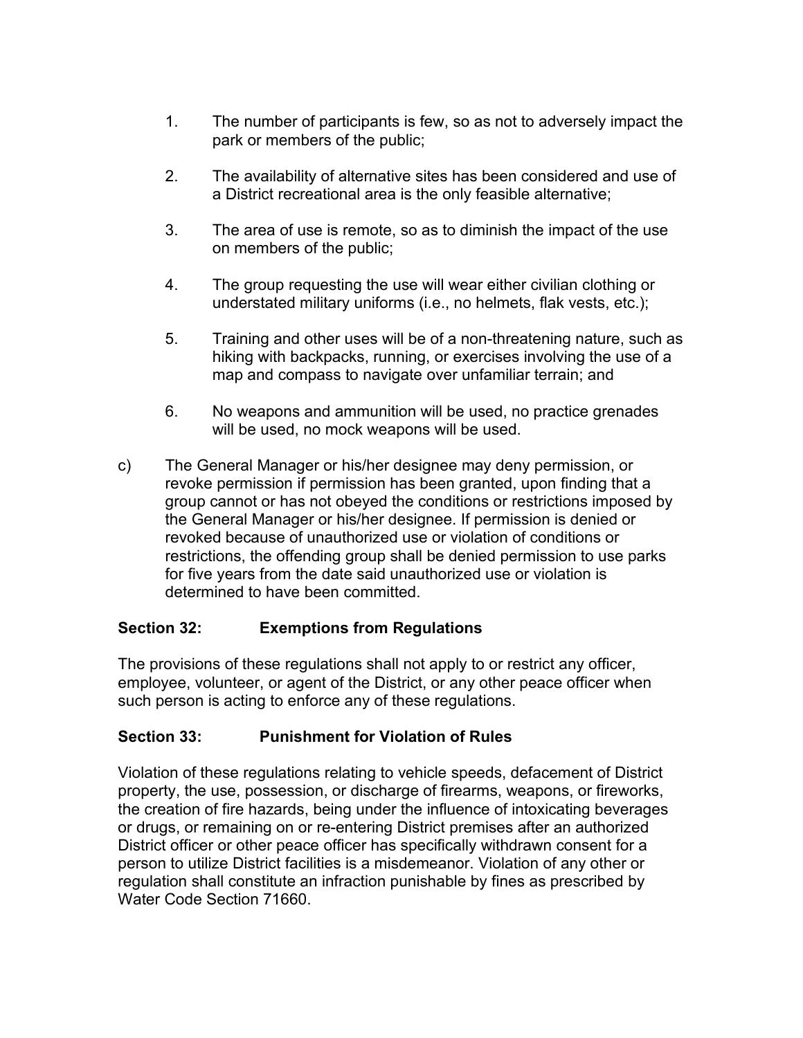1. The number of participants is few, so as not to adversely impact the park or members of the public;

2. The availability of alternative sites has been considered and use of a District recreational area is the only feasible alternative;

3. The area of use is remote, so as to diminish the impact of the use on members of the public;

4. The group requesting the use will wear either civilian clothing or understated military uniforms (i.e., no helmets, flak vests, etc.);

5. Training and other uses will be of a non-threatening nature, such as hiking with backpacks, running, or exercises involving the use of a map and compass to navigate over unfamiliar terrain; and

6. No weapons and ammunition will be used, no practice grenades will be used, no mock weapons will be used.

c) The General Manager or his/her designee may deny permission, or revoke permission if permission has been granted, upon finding that a group cannot or has not obeyed the conditions or restrictions imposed by the General Manager or his/her designee. If permission is denied or revoked because of unauthorized use or violation of conditions or restrictions, the offending group shall be denied permission to use parks for five years from the date said unauthorized use or violation is determined to have been committed.

### Section 32: Exemptions from Regulations

The provisions of these regulations shall not apply to or restrict any officer, employee, volunteer, or agent of the District, or any other peace officer when such person is acting to enforce any of these regulations.

### Section 33: Punishment for Violation of Rules

Violation of these regulations relating to vehicle speeds, defacement of District property, the use, possession, or discharge of firearms, weapons, or fireworks, the creation of fire hazards, being under the influence of intoxicating beverages or drugs, or remaining on or re-entering District premises after an authorized District officer or other peace officer has specifically withdrawn consent for a person to utilize District facilities is a misdemeanor. Violation of any other or regulation shall constitute an infraction punishable by fines as prescribed by Water Code Section 71660.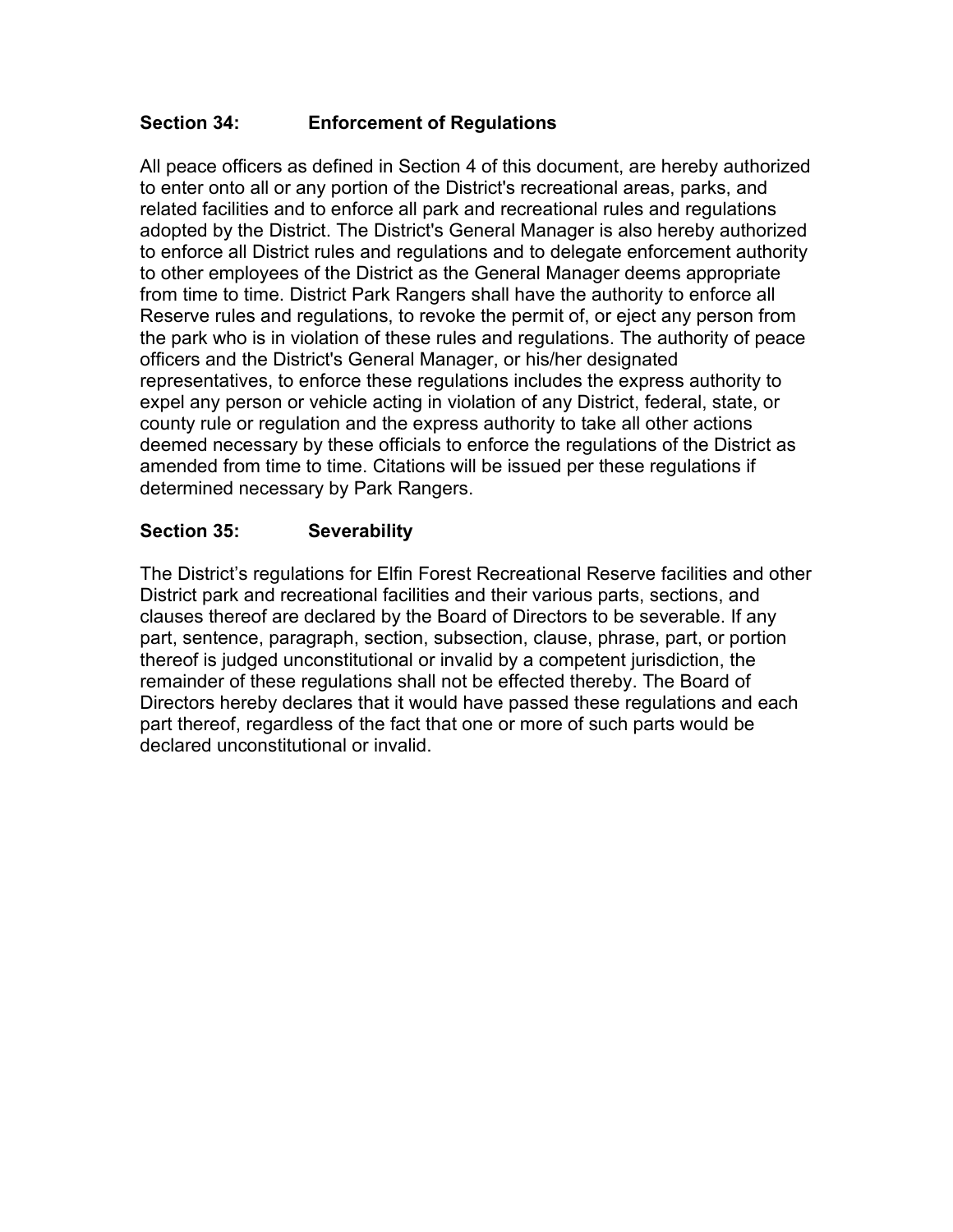## Section 34: Enforcement of Regulations

All peace officers as defined in Section 4 of this document, are hereby authorized to enter onto all or any portion of the District's recreational areas, parks, and related facilities and to enforce all park and recreational rules and regulations adopted by the District. The District's General Manager is also hereby authorized to enforce all District rules and regulations and to delegate enforcement authority to other employees of the District as the General Manager deems appropriate from time to time. District Park Rangers shall have the authority to enforce all Reserve rules and regulations, to revoke the permit of, or eject any person from the park who is in violation of these rules and regulations. The authority of peace officers and the District's General Manager, or his/her designated representatives, to enforce these regulations includes the express authority to expel any person or vehicle acting in violation of any District, federal, state, or county rule or regulation and the express authority to take all other actions deemed necessary by these officials to enforce the regulations of the District as amended from time to time. Citations will be issued per these regulations if determined necessary by Park Rangers.

## Section 35: Severability

The District's regulations for Elfin Forest Recreational Reserve facilities and other District park and recreational facilities and their various parts, sections, and clauses thereof are declared by the Board of Directors to be severable. If any part, sentence, paragraph, section, subsection, clause, phrase, part, or portion thereof is judged unconstitutional or invalid by a competent jurisdiction, the remainder of these regulations shall not be effected thereby. The Board of Directors hereby declares that it would have passed these regulations and each part thereof, regardless of the fact that one or more of such parts would be declared unconstitutional or invalid.